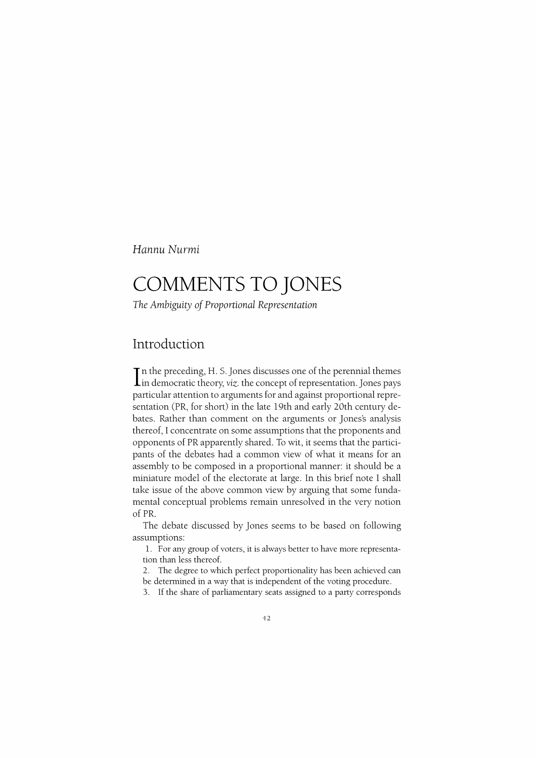*Hannu Nurmi*

# COMMENTS TO JONES

*The Ambiguity of Proportional Representation*

## Introduction

In the preceding, H. S. Jones discusses one of the perennial themes in democratic theory, *viz*. the concept of representation. Jones pays particular attention to arguments for and against proportional representation (PR, for short) in the late 19th and early 20th century debates. Rather than comment on the arguments or Jones's analysis thereof, I concentrate on some assumptions that the proponents and opponents of PR apparently shared. To wit, it seems that the participants of the debates had a common view of what it means for an assembly to be composed in a proportional manner: it should be a miniature model of the electorate at large. In this brief note I shall take issue of the above common view by arguing that some fundamental conceptual problems remain unresolved in the very notion of PR.

The debate discussed by Jones seems to be based on following assumptions:

1. For any group of voters, it is always better to have more representation than less thereof.
2. The degree to which perfect proportionality has been achieved can be determined in a way that is independent of the voting procedure.
3. If the share of parliamentary seats assigned to a party corresponds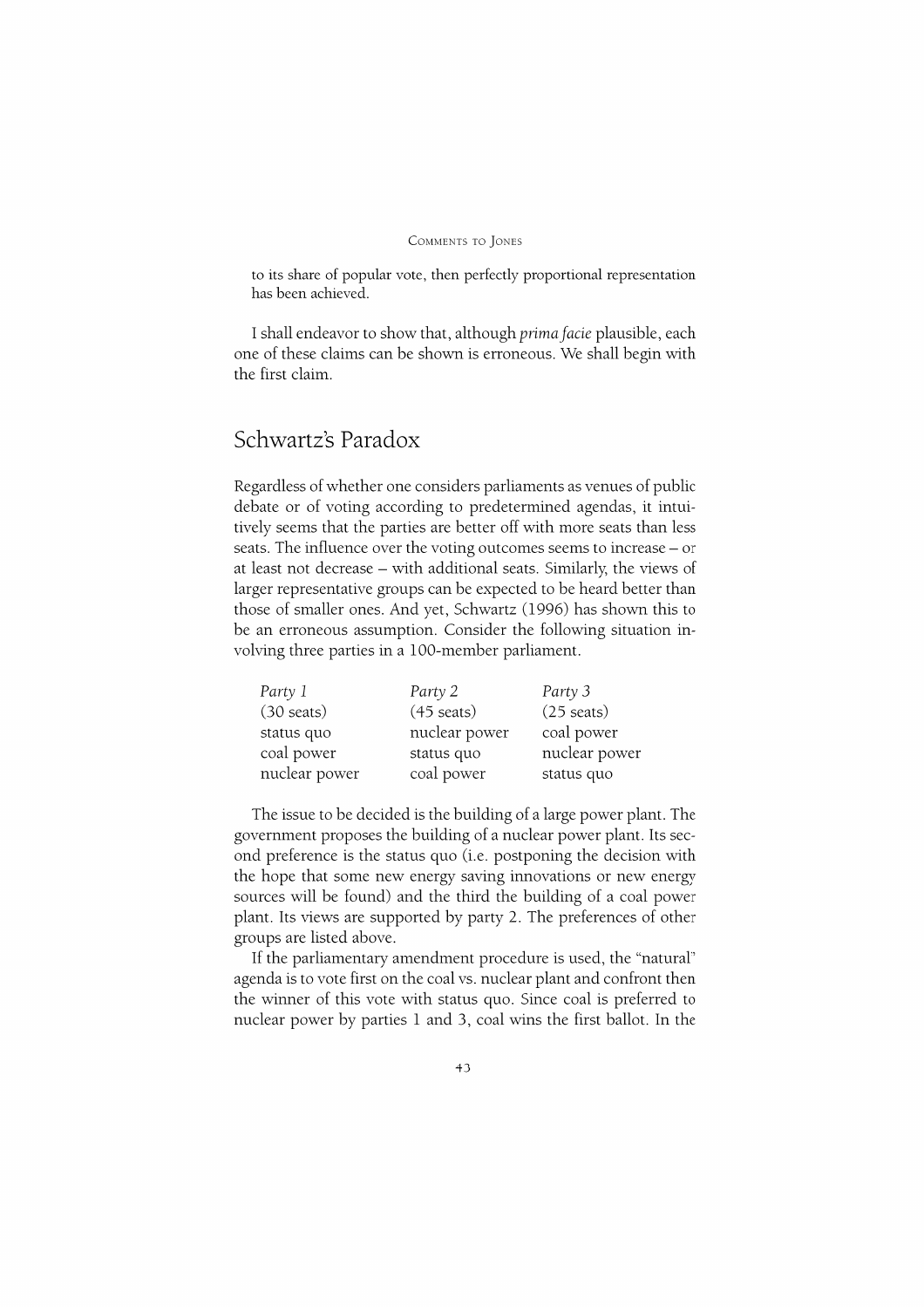to its share of popular vote, then perfectly proportional representation has been achieved.

I shall endeavor to show that, although *prima facie* plausible, each one of these claims can be shown is erroneous. We shall begin with the first claim.

## Schwartz's Paradox

Regardless of whether one considers parliaments as venues of public debate or of voting according to predetermined agendas, it intuitively seems that the parties are better off with more seats than less seats. The influence over the voting outcomes seems to increase – or at least not decrease – with additional seats. Similarly, the views of larger representative groups can be expected to be heard better than those of smaller ones. And yet, Schwartz (1996) has shown this to be an erroneous assumption. Consider the following situation involving three parties in a 100-member parliament.

| *Party 1* | *Party 2* | *Party 3* |
|---|---|---|
| (30 seats) | (45 seats) | (25 seats) |
| status quo | nuclear power | coal power |
| coal power | status quo | nuclear power |
| nuclear power | coal power | status quo |

The issue to be decided is the building of a large power plant. The government proposes the building of a nuclear power plant. Its second preference is the status quo (i.e. postponing the decision with the hope that some new energy saving innovations or new energy sources will be found) and the third the building of a coal power plant. Its views are supported by party 2. The preferences of other groups are listed above.

If the parliamentary amendment procedure is used, the "natural" agenda is to vote first on the coal vs. nuclear plant and confront then the winner of this vote with status quo. Since coal is preferred to nuclear power by parties 1 and 3, coal wins the first ballot. In the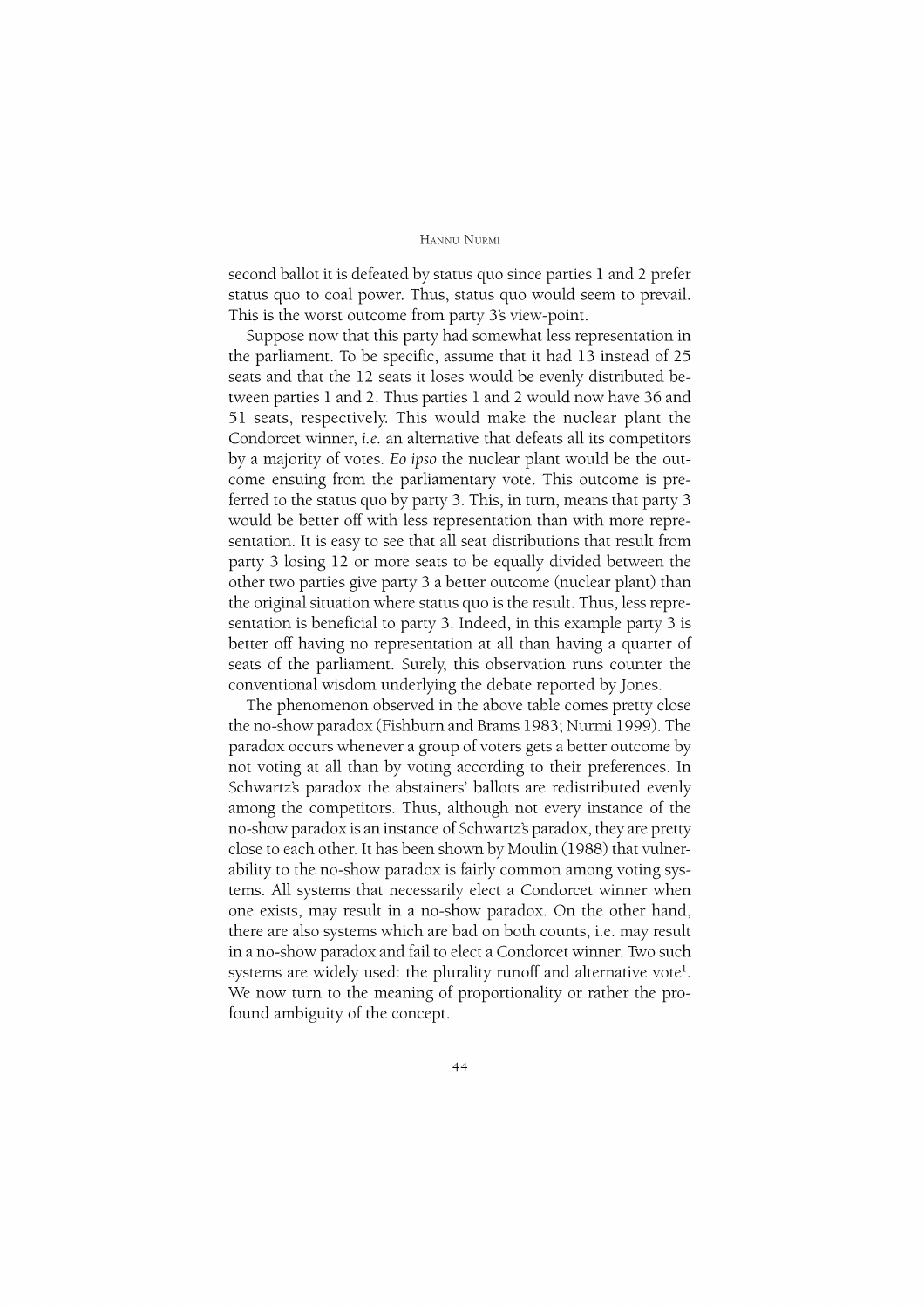second ballot it is defeated by status quo since parties 1 and 2 prefer status quo to coal power. Thus, status quo would seem to prevail. This is the worst outcome from party 3's view-point.

Suppose now that this party had somewhat less representation in the parliament. To be specific, assume that it had 13 instead of 25 seats and that the 12 seats it loses would be evenly distributed between parties 1 and 2. Thus parties 1 and 2 would now have 36 and 51 seats, respectively. This would make the nuclear plant the Condorcet winner, *i.e.* an alternative that defeats all its competitors by a majority of votes. *Eo ipso* the nuclear plant would be the outcome ensuing from the parliamentary vote. This outcome is preferred to the status quo by party 3. This, in turn, means that party 3 would be better off with less representation than with more representation. It is easy to see that all seat distributions that result from party 3 losing 12 or more seats to be equally divided between the other two parties give party 3 a better outcome (nuclear plant) than the original situation where status quo is the result. Thus, less representation is beneficial to party 3. Indeed, in this example party 3 is better off having no representation at all than having a quarter of seats of the parliament. Surely, this observation runs counter the conventional wisdom underlying the debate reported by Jones.

The phenomenon observed in the above table comes pretty close the no-show paradox (Fishburn and Brams 1983; Nurmi 1999). The paradox occurs whenever a group of voters gets a better outcome by not voting at all than by voting according to their preferences. In Schwartz's paradox the abstainers' ballots are redistributed evenly among the competitors. Thus, although not every instance of the no-show paradox is an instance of Schwartz's paradox, they are pretty close to each other. It has been shown by Moulin (1988) that vulnerability to the no-show paradox is fairly common among voting systems. All systems that necessarily elect a Condorcet winner when one exists, may result in a no-show paradox. On the other hand, there are also systems which are bad on both counts, i.e. may result in a no-show paradox and fail to elect a Condorcet winner. Two such systems are widely used: the plurality runoff and alternative vote[1]. We now turn to the meaning of proportionality or rather the profound ambiguity of the concept.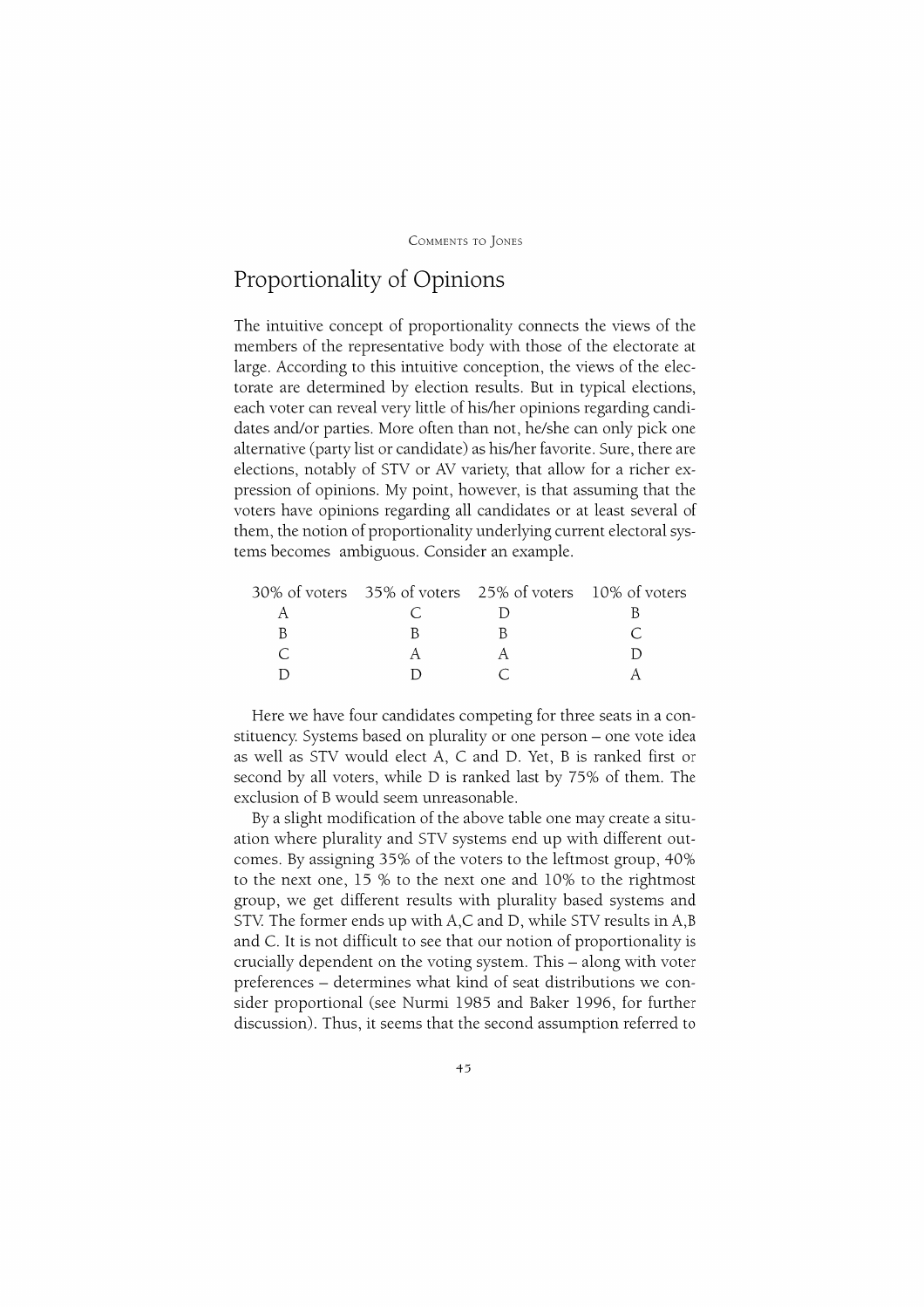## Proportionality of Opinions

The intuitive concept of proportionality connects the views of the members of the representative body with those of the electorate at large. According to this intuitive conception, the views of the electorate are determined by election results. But in typical elections, each voter can reveal very little of his/her opinions regarding candidates and/or parties. More often than not, he/she can only pick one alternative (party list or candidate) as his/her favorite. Sure, there are elections, notably of STV or AV variety, that allow for a richer expression of opinions. My point, however, is that assuming that the voters have opinions regarding all candidates or at least several of them, the notion of proportionality underlying current electoral systems becomes ambiguous. Consider an example.

| 30% of voters | 35% of voters | 25% of voters | 10% of voters |
|---|---|---|---|
| A | C | D | B |
| B | B | B | C |
| C | A | A | D |
| D | D | C | A |

Here we have four candidates competing for three seats in a constituency. Systems based on plurality or one person – one vote idea as well as STV would elect A, C and D. Yet, B is ranked first or second by all voters, while D is ranked last by 75% of them. The exclusion of B would seem unreasonable.

By a slight modification of the above table one may create a situation where plurality and STV systems end up with different outcomes. By assigning 35% of the voters to the leftmost group, 40% to the next one, 15 % to the next one and 10% to the rightmost group, we get different results with plurality based systems and STV. The former ends up with A,C and D, while STV results in A,B and C. It is not difficult to see that our notion of proportionality is crucially dependent on the voting system. This – along with voter preferences – determines what kind of seat distributions we consider proportional (see Nurmi 1985 and Baker 1996, for further discussion). Thus, it seems that the second assumption referred to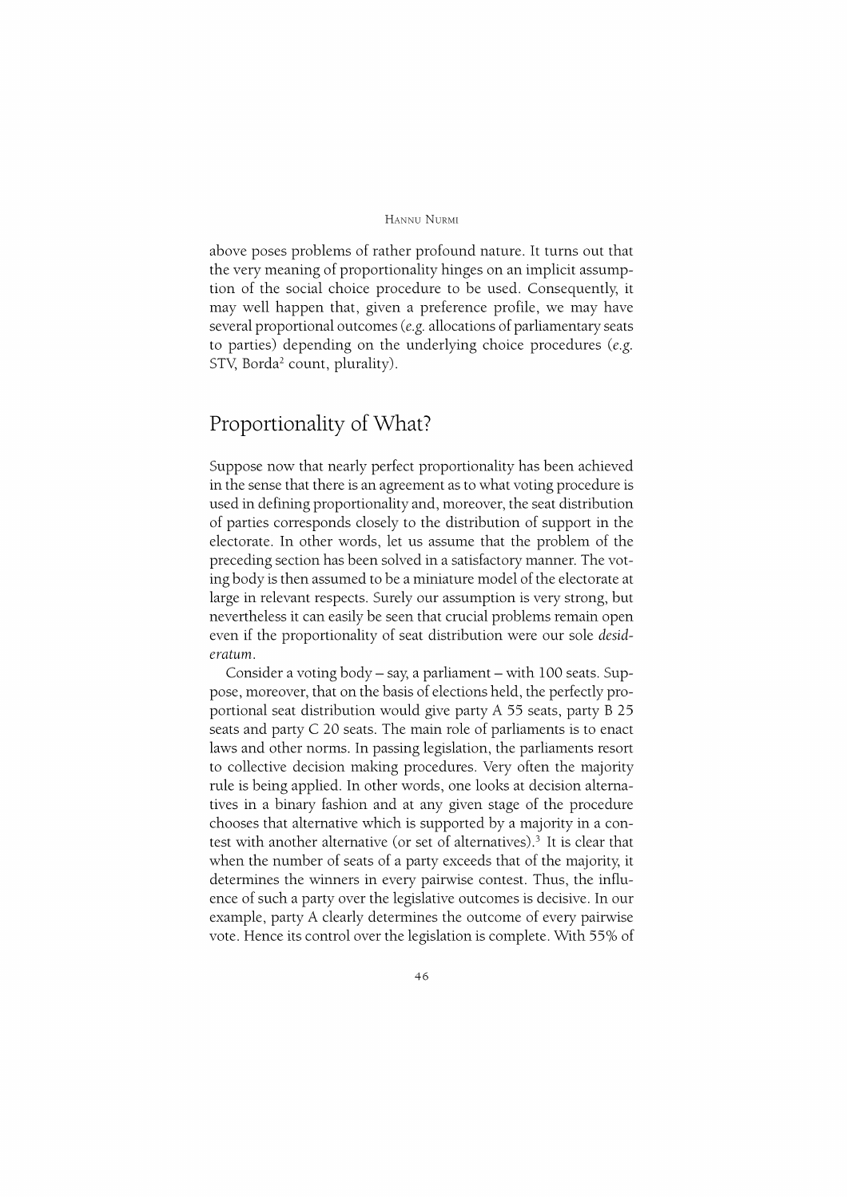above poses problems of rather profound nature. It turns out that the very meaning of proportionality hinges on an implicit assumption of the social choice procedure to be used. Consequently, it may well happen that, given a preference profile, we may have several proportional outcomes (*e.g.* allocations of parliamentary seats to parties) depending on the underlying choice procedures (*e.g.* STV, Borda[2] count, plurality).

## Proportionality of What?

Suppose now that nearly perfect proportionality has been achieved in the sense that there is an agreement as to what voting procedure is used in defining proportionality and, moreover, the seat distribution of parties corresponds closely to the distribution of support in the electorate. In other words, let us assume that the problem of the preceding section has been solved in a satisfactory manner. The voting body is then assumed to be a miniature model of the electorate at large in relevant respects. Surely our assumption is very strong, but nevertheless it can easily be seen that crucial problems remain open even if the proportionality of seat distribution were our sole *desideratum*.

Consider a voting body – say, a parliament – with 100 seats. Suppose, moreover, that on the basis of elections held, the perfectly proportional seat distribution would give party A 55 seats, party B 25 seats and party C 20 seats. The main role of parliaments is to enact laws and other norms. In passing legislation, the parliaments resort to collective decision making procedures. Very often the majority rule is being applied. In other words, one looks at decision alternatives in a binary fashion and at any given stage of the procedure chooses that alternative which is supported by a majority in a contest with another alternative (or set of alternatives).[3] It is clear that when the number of seats of a party exceeds that of the majority, it determines the winners in every pairwise contest. Thus, the influence of such a party over the legislative outcomes is decisive. In our example, party A clearly determines the outcome of every pairwise vote. Hence its control over the legislation is complete. With 55% of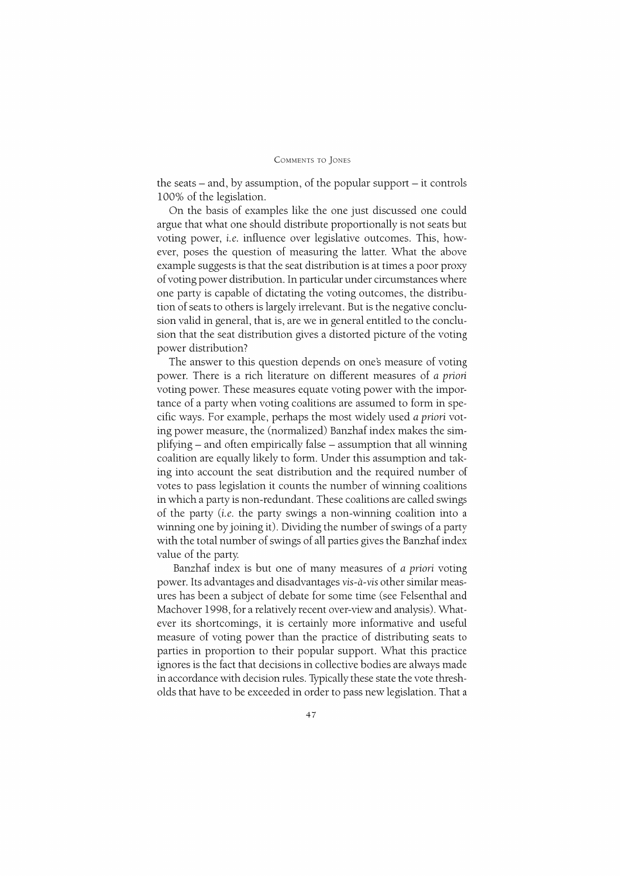the seats – and, by assumption, of the popular support – it controls 100% of the legislation.

On the basis of examples like the one just discussed one could argue that what one should distribute proportionally is not seats but voting power, *i.e.* influence over legislative outcomes. This, however, poses the question of measuring the latter. What the above example suggests is that the seat distribution is at times a poor proxy of voting power distribution. In particular under circumstances where one party is capable of dictating the voting outcomes, the distribution of seats to others is largely irrelevant. But is the negative conclusion valid in general, that is, are we in general entitled to the conclusion that the seat distribution gives a distorted picture of the voting power distribution?

The answer to this question depends on one's measure of voting power. There is a rich literature on different measures of *a priori* voting power. These measures equate voting power with the importance of a party when voting coalitions are assumed to form in specific ways. For example, perhaps the most widely used *a priori* voting power measure, the (normalized) Banzhaf index makes the simplifying – and often empirically false – assumption that all winning coalition are equally likely to form. Under this assumption and taking into account the seat distribution and the required number of votes to pass legislation it counts the number of winning coalitions in which a party is non-redundant. These coalitions are called swings of the party (*i.e.* the party swings a non-winning coalition into a winning one by joining it). Dividing the number of swings of a party with the total number of swings of all parties gives the Banzhaf index value of the party.

Banzhaf index is but one of many measures of *a priori* voting power. Its advantages and disadvantages *vis-à-vis* other similar measures has been a subject of debate for some time (see Felsenthal and Machover 1998, for a relatively recent over-view and analysis). Whatever its shortcomings, it is certainly more informative and useful measure of voting power than the practice of distributing seats to parties in proportion to their popular support. What this practice ignores is the fact that decisions in collective bodies are always made in accordance with decision rules. Typically these state the vote thresholds that have to be exceeded in order to pass new legislation. That a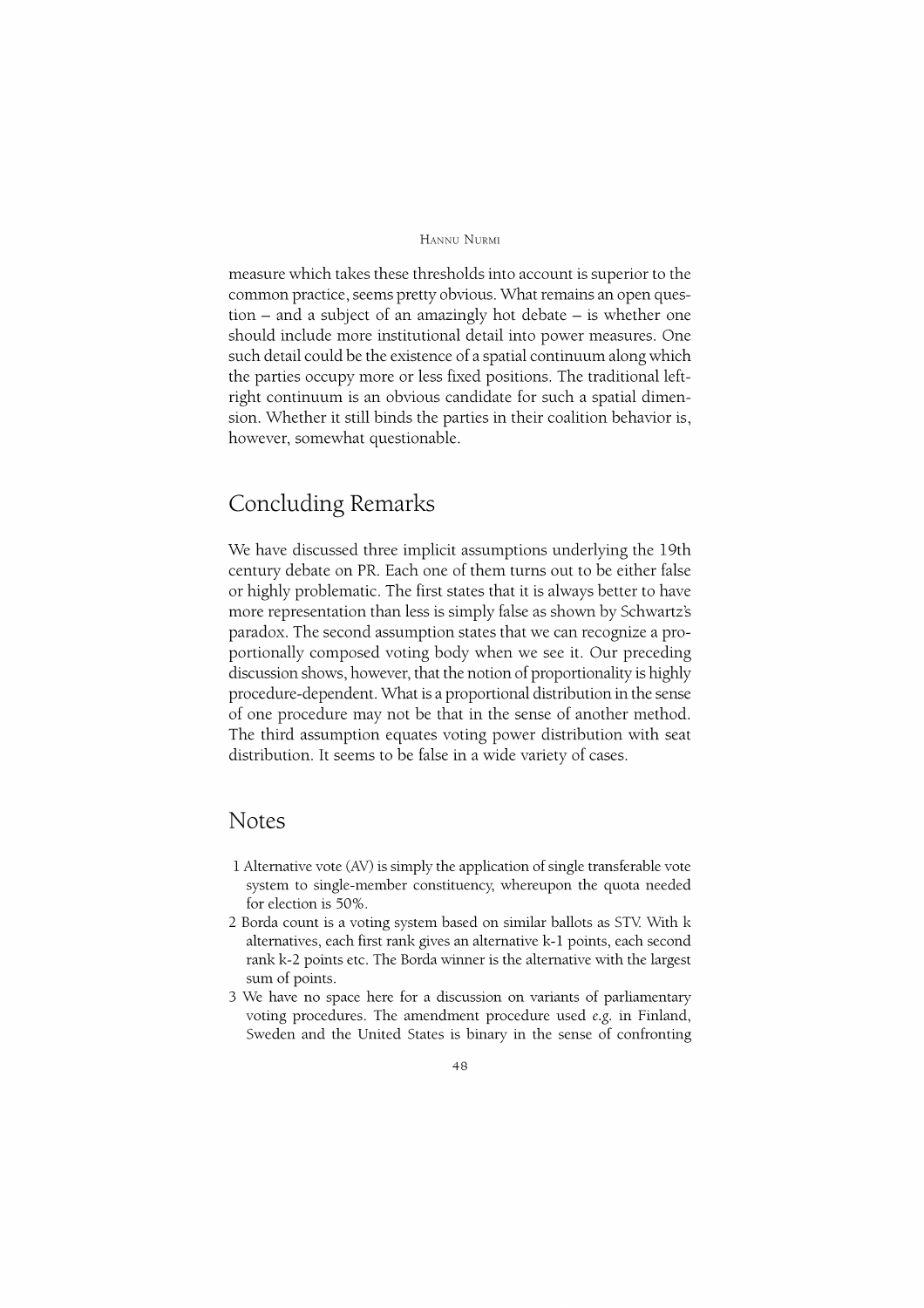measure which takes these thresholds into account is superior to the common practice, seems pretty obvious. What remains an open question – and a subject of an amazingly hot debate – is whether one should include more institutional detail into power measures. One such detail could be the existence of a spatial continuum along which the parties occupy more or less fixed positions. The traditional left-right continuum is an obvious candidate for such a spatial dimension. Whether it still binds the parties in their coalition behavior is, however, somewhat questionable.

## Concluding Remarks

We have discussed three implicit assumptions underlying the 19th century debate on PR. Each one of them turns out to be either false or highly problematic. The first states that it is always better to have more representation than less is simply false as shown by Schwartz's paradox. The second assumption states that we can recognize a proportionally composed voting body when we see it. Our preceding discussion shows, however, that the notion of proportionality is highly procedure-dependent. What is a proportional distribution in the sense of one procedure may not be that in the sense of another method. The third assumption equates voting power distribution with seat distribution. It seems to be false in a wide variety of cases.

## Notes

1 Alternative vote (AV) is simply the application of single transferable vote system to single-member constituency, whereupon the quota needed for election is 50%.

2 Borda count is a voting system based on similar ballots as STV. With k alternatives, each first rank gives an alternative k-1 points, each second rank k-2 points etc. The Borda winner is the alternative with the largest sum of points.

3 We have no space here for a discussion on variants of parliamentary voting procedures. The amendment procedure used *e.g.* in Finland, Sweden and the United States is binary in the sense of confronting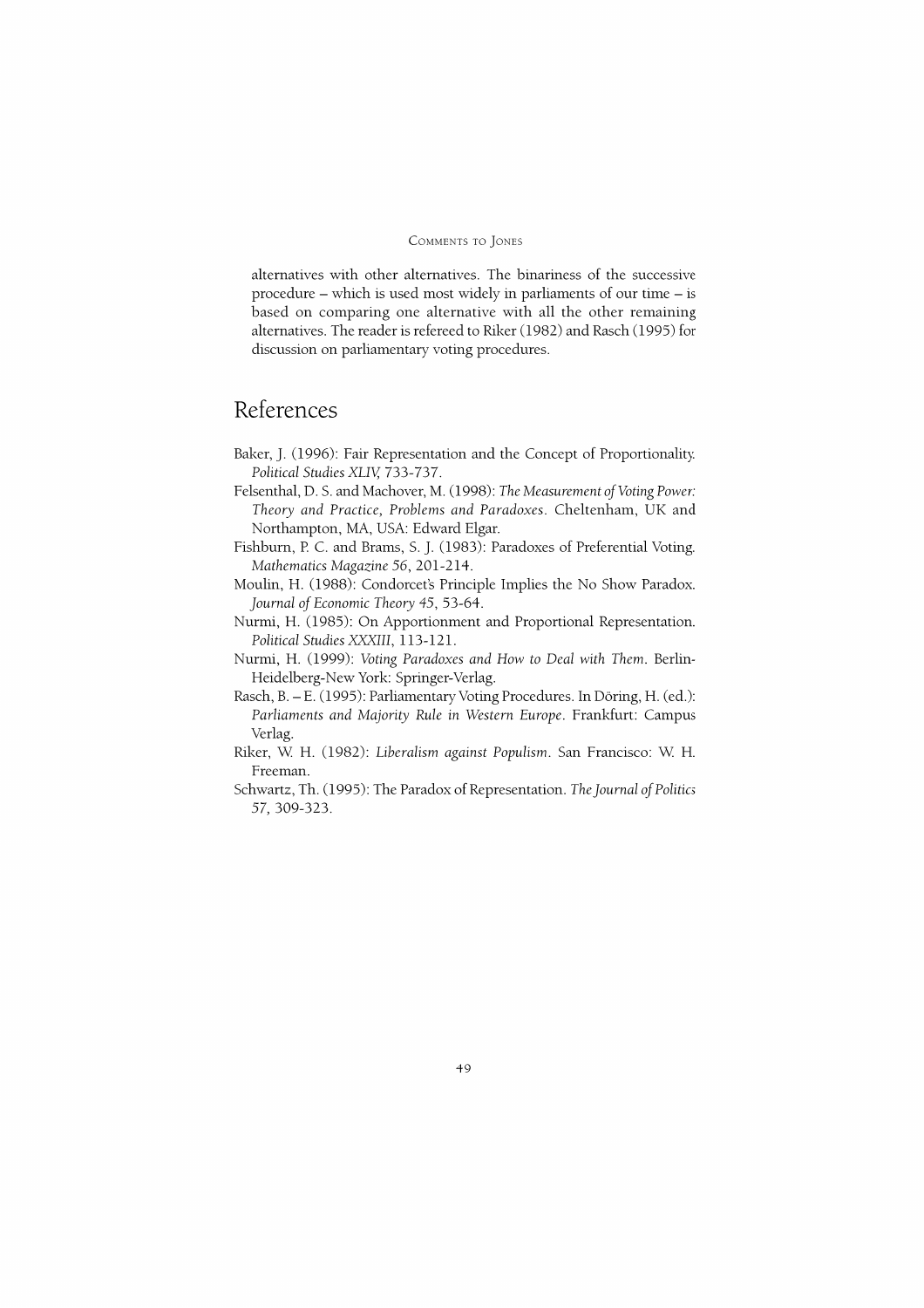alternatives with other alternatives. The binariness of the successive procedure – which is used most widely in parliaments of our time – is based on comparing one alternative with all the other remaining alternatives. The reader is refereed to Riker (1982) and Rasch (1995) for discussion on parliamentary voting procedures.

## References

Baker, J. (1996): Fair Representation and the Concept of Proportionality. *Political Studies XLIV,* 733-737.

Felsenthal, D. S. and Machover, M. (1998): *The Measurement of Voting Power: Theory and Practice, Problems and Paradoxes*. Cheltenham, UK and Northampton, MA, USA: Edward Elgar.

Fishburn, P. C. and Brams, S. J. (1983): Paradoxes of Preferential Voting. *Mathematics Magazine 56*, 201-214.

Moulin, H. (1988): Condorcet's Principle Implies the No Show Paradox. *Journal of Economic Theory 45*, 53-64.

Nurmi, H. (1985): On Apportionment and Proportional Representation. *Political Studies XXXIII*, 113-121.

Nurmi, H. (1999): *Voting Paradoxes and How to Deal with Them*. Berlin-Heidelberg-New York: Springer-Verlag.

Rasch, B. – E. (1995): Parliamentary Voting Procedures. In Döring, H. (ed.): *Parliaments and Majority Rule in Western Europe*. Frankfurt: Campus Verlag.

Riker, W. H. (1982): *Liberalism against Populism*. San Francisco: W. H. Freeman.

Schwartz, Th. (1995): The Paradox of Representation. *The Journal of Politics 57,* 309-323.